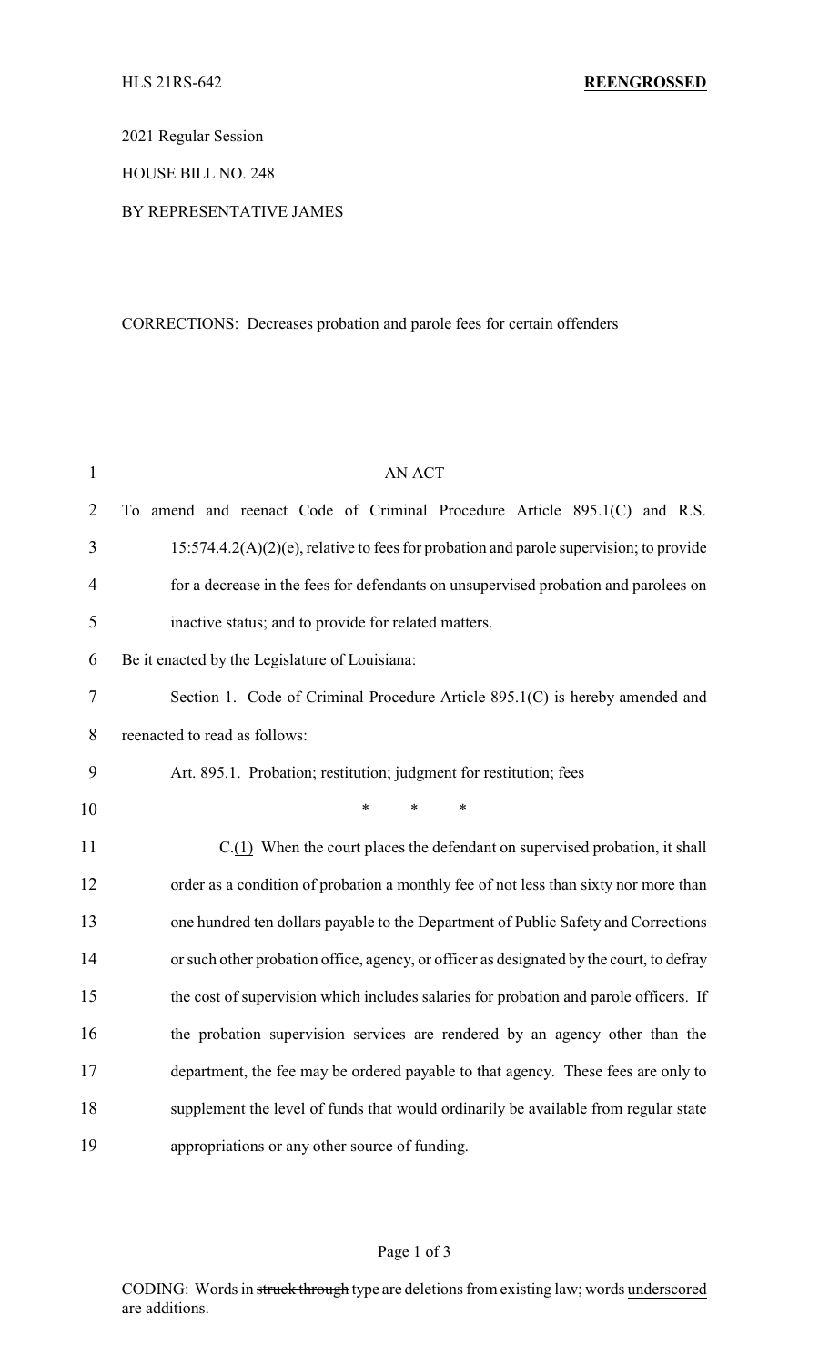HLS 21RS-642 **REENGROSSED**

2021 Regular Session

HOUSE BILL NO. 248

BY REPRESENTATIVE JAMES

CORRECTIONS: Decreases probation and parole fees for certain offenders

AN ACT

To amend and reenact Code of Criminal Procedure Article 895.1(C) and R.S. 15:574.4.2(A)(2)(e), relative to fees for probation and parole supervision; to provide for a decrease in the fees for defendants on unsupervised probation and parolees on inactive status; and to provide for related matters.

Be it enacted by the Legislature of Louisiana:

Section 1. Code of Criminal Procedure Article 895.1(C) is hereby amended and reenacted to read as follows:

Art. 895.1. Probation; restitution; judgment for restitution; fees

\* \* \*

C.<u>(1)</u> When the court places the defendant on supervised probation, it shall order as a condition of probation a monthly fee of not less than sixty nor more than one hundred ten dollars payable to the Department of Public Safety and Corrections or such other probation office, agency, or officer as designated by the court, to defray the cost of supervision which includes salaries for probation and parole officers. If the probation supervision services are rendered by an agency other than the department, the fee may be ordered payable to that agency. These fees are only to supplement the level of funds that would ordinarily be available from regular state appropriations or any other source of funding.

CODING: Words in ~~struck through~~ type are deletions from existing law; words <u>underscored</u> are additions.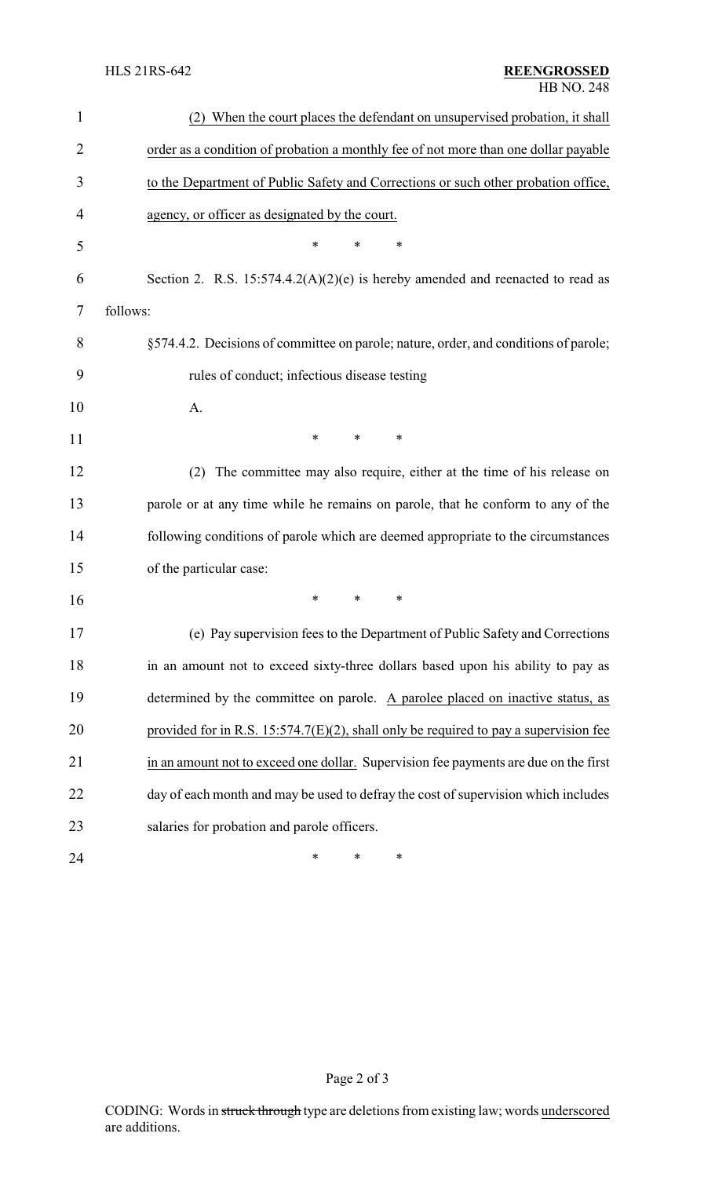(2) When the court places the defendant on unsupervised probation, it shall order as a condition of probation a monthly fee of not more than one dollar payable to the Department of Public Safety and Corrections or such other probation office, agency, or officer as designated by the court.

\* \* \*

Section 2. R.S. 15:574.4.2(A)(2)(e) is hereby amended and reenacted to read as follows:

§574.4.2. Decisions of committee on parole; nature, order, and conditions of parole; rules of conduct; infectious disease testing

A.

\* \* \*

(2) The committee may also require, either at the time of his release on parole or at any time while he remains on parole, that he conform to any of the following conditions of parole which are deemed appropriate to the circumstances of the particular case:

\* \* \*

(e) Pay supervision fees to the Department of Public Safety and Corrections in an amount not to exceed sixty-three dollars based upon his ability to pay as determined by the committee on parole. A parolee placed on inactive status, as provided for in R.S. 15:574.7(E)(2), shall only be required to pay a supervision fee in an amount not to exceed one dollar. Supervision fee payments are due on the first day of each month and may be used to defray the cost of supervision which includes salaries for probation and parole officers.

\* \* \*

CODING: Words in struck through type are deletions from existing law; words underscored are additions.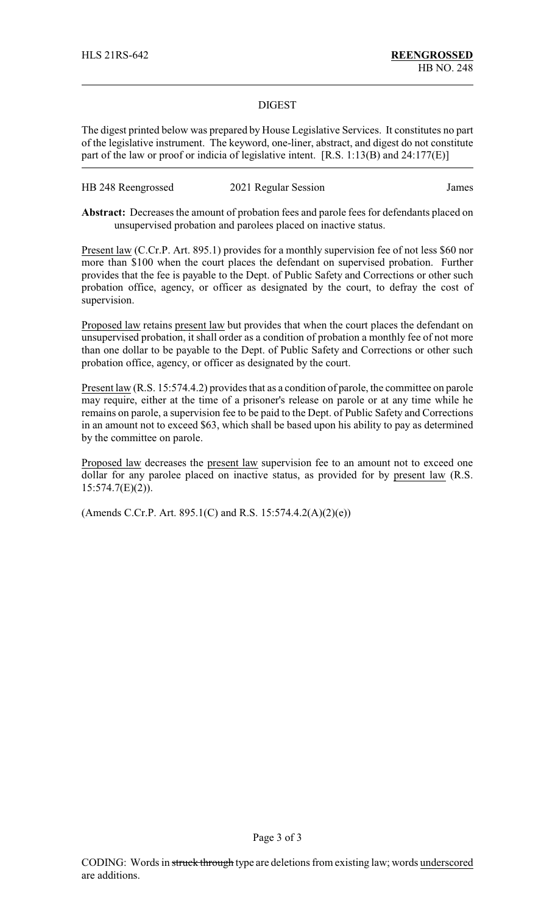HLS 21RS-642 **REENGROSSED**
HB NO. 248

## DIGEST

The digest printed below was prepared by House Legislative Services. It constitutes no part of the legislative instrument. The keyword, one-liner, abstract, and digest do not constitute part of the law or proof or indicia of legislative intent. [R.S. 1:13(B) and 24:177(E)]

HB 248 Reengrossed 2021 Regular Session James

**Abstract:** Decreases the amount of probation fees and parole fees for defendants placed on unsupervised probation and parolees placed on inactive status.

Present law (C.Cr.P. Art. 895.1) provides for a monthly supervision fee of not less $60 nor more than $100 when the court places the defendant on supervised probation. Further provides that the fee is payable to the Dept. of Public Safety and Corrections or other such probation office, agency, or officer as designated by the court, to defray the cost of supervision.

Proposed law retains present law but provides that when the court places the defendant on unsupervised probation, it shall order as a condition of probation a monthly fee of not more than one dollar to be payable to the Dept. of Public Safety and Corrections or other such probation office, agency, or officer as designated by the court.

Present law (R.S. 15:574.4.2) provides that as a condition of parole, the committee on parole may require, either at the time of a prisoner's release on parole or at any time while he remains on parole, a supervision fee to be paid to the Dept. of Public Safety and Corrections in an amount not to exceed $63, which shall be based upon his ability to pay as determined by the committee on parole.

Proposed law decreases the present law supervision fee to an amount not to exceed one dollar for any parolee placed on inactive status, as provided for by present law (R.S. 15:574.7(E)(2)).

(Amends C.Cr.P. Art. 895.1(C) and R.S. 15:574.4.2(A)(2)(e))

CODING: Words in ~~struck through~~ type are deletions from existing law; words underscored are additions.